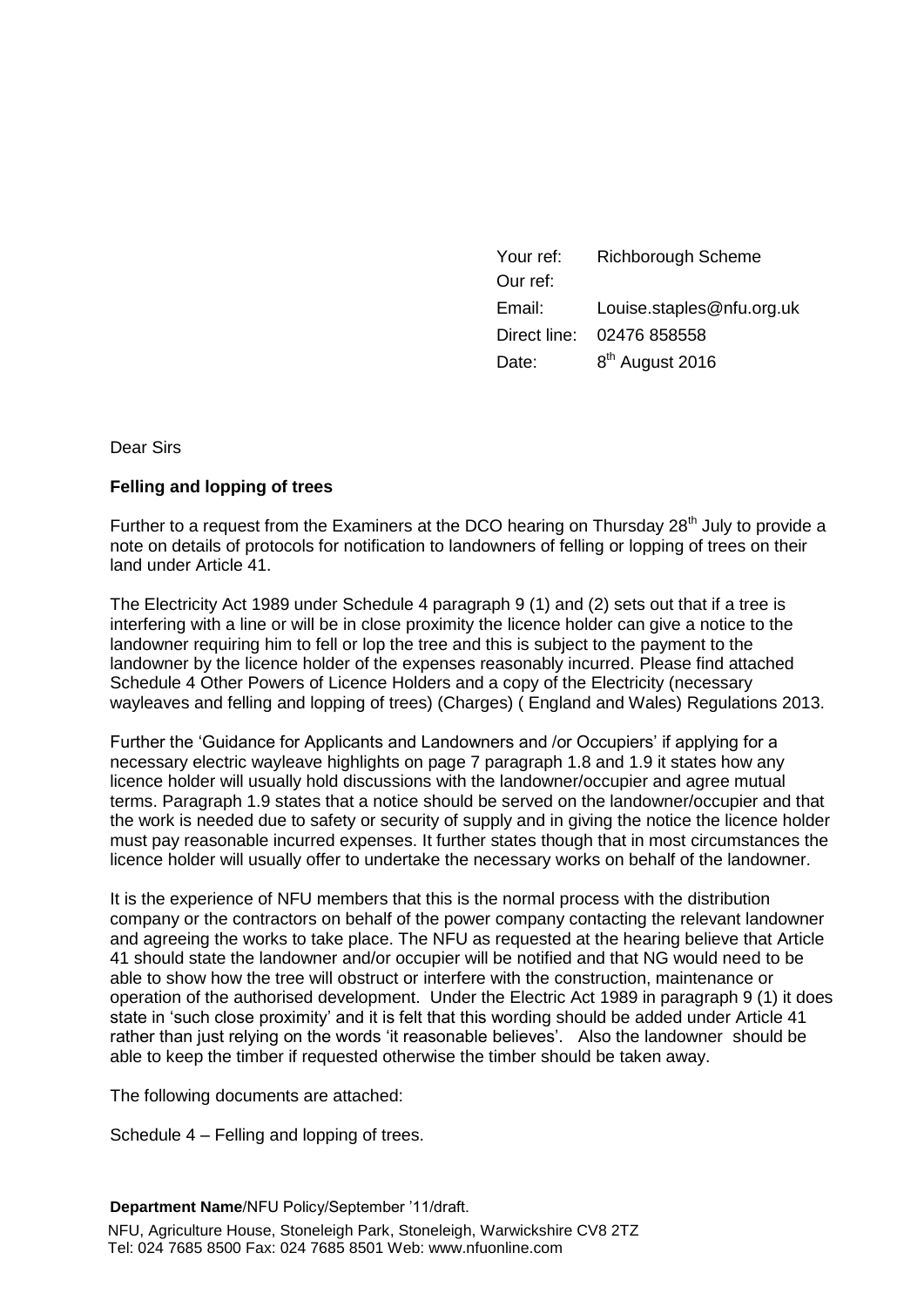| | |
|---|---|
| Your ref: | Richborough Scheme |
| Our ref: | |
| Email: | Louise.staples@nfu.org.uk |
| Direct line: | 02476 858558 |
| Date: | 8th August 2016 |

Dear Sirs

**Felling and lopping of trees**

Further to a request from the Examiners at the DCO hearing on Thursday 28th July to provide a note on details of protocols for notification to landowners of felling or lopping of trees on their land under Article 41.

The Electricity Act 1989 under Schedule 4 paragraph 9 (1) and (2) sets out that if a tree is interfering with a line or will be in close proximity the licence holder can give a notice to the landowner requiring him to fell or lop the tree and this is subject to the payment to the landowner by the licence holder of the expenses reasonably incurred. Please find attached Schedule 4 Other Powers of Licence Holders and a copy of the Electricity (necessary wayleaves and felling and lopping of trees) (Charges) ( England and Wales) Regulations 2013.

Further the 'Guidance for Applicants and Landowners and /or Occupiers' if applying for a necessary electric wayleave highlights on page 7 paragraph 1.8 and 1.9 it states how any licence holder will usually hold discussions with the landowner/occupier and agree mutual terms. Paragraph 1.9 states that a notice should be served on the landowner/occupier and that the work is needed due to safety or security of supply and in giving the notice the licence holder must pay reasonable incurred expenses. It further states though that in most circumstances the licence holder will usually offer to undertake the necessary works on behalf of the landowner.

It is the experience of NFU members that this is the normal process with the distribution company or the contractors on behalf of the power company contacting the relevant landowner and agreeing the works to take place. The NFU as requested at the hearing believe that Article 41 should state the landowner and/or occupier will be notified and that NG would need to be able to show how the tree will obstruct or interfere with the construction, maintenance or operation of the authorised development. Under the Electric Act 1989 in paragraph 9 (1) it does state in 'such close proximity' and it is felt that this wording should be added under Article 41 rather than just relying on the words 'it reasonable believes'. Also the landowner should be able to keep the timber if requested otherwise the timber should be taken away.

The following documents are attached:

Schedule 4 – Felling and lopping of trees.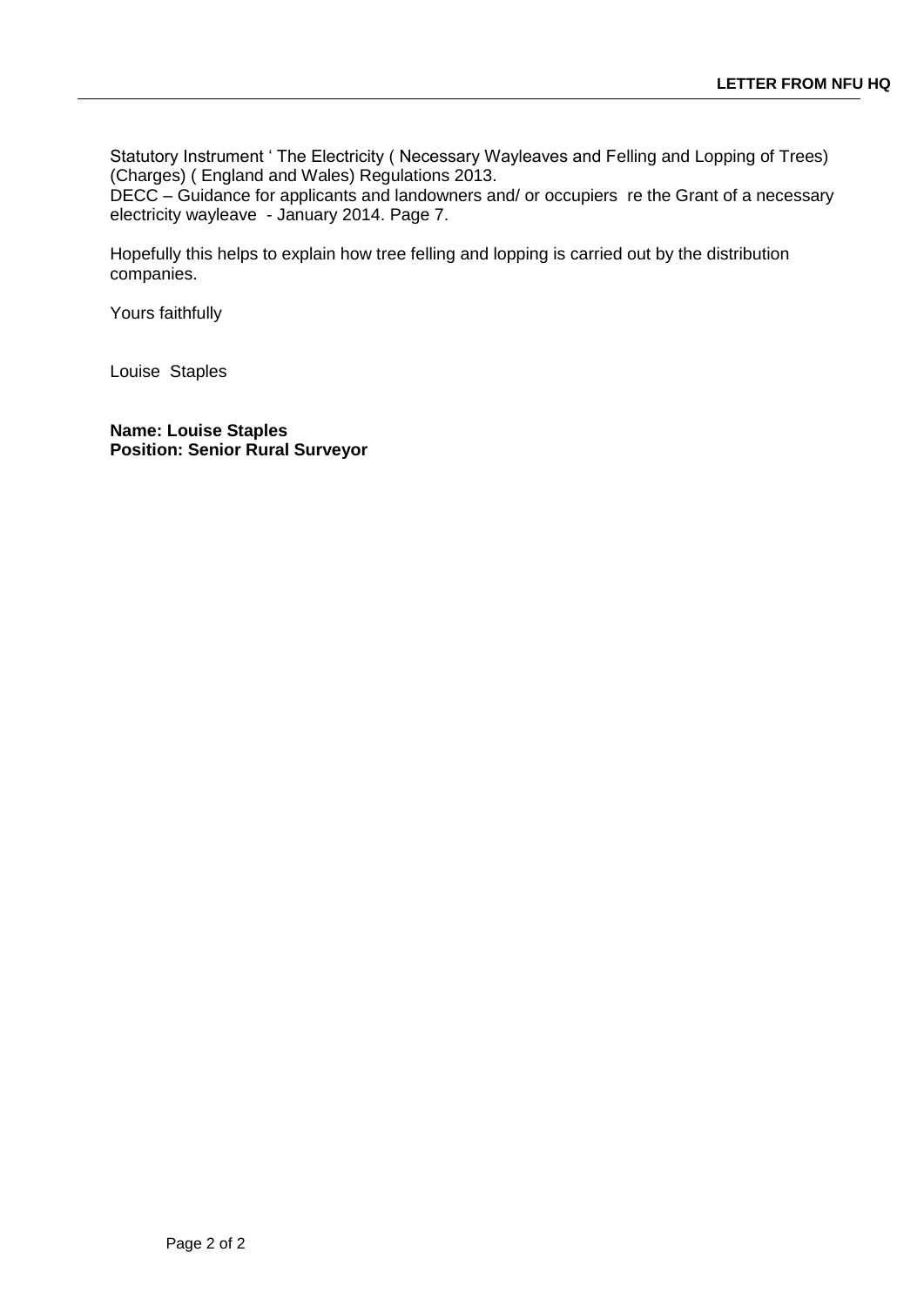Statutory Instrument ' The Electricity ( Necessary Wayleaves and Felling and Lopping of Trees) (Charges) ( England and Wales) Regulations 2013.
DECC – Guidance for applicants and landowners and/ or occupiers re the Grant of a necessary electricity wayleave - January 2014. Page 7.

Hopefully this helps to explain how tree felling and lopping is carried out by the distribution companies.

Yours faithfully

Louise Staples

**Name: Louise Staples**
**Position: Senior Rural Surveyor**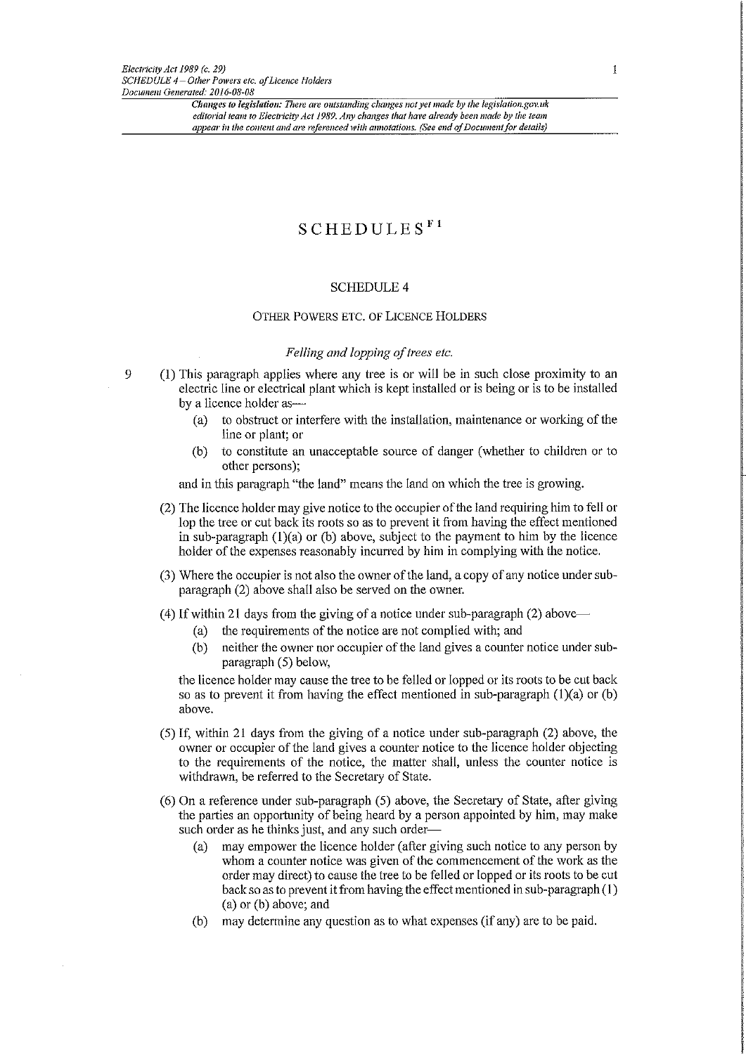# SCHEDULES[F1]

## SCHEDULE 4

### OTHER POWERS ETC. OF LICENCE HOLDERS

*Felling and lopping of trees etc.*

9 (1) This paragraph applies where any tree is or will be in such close proximity to an electric line or electrical plant which is kept installed or is being or is to be installed by a licence holder as—

(a) to obstruct or interfere with the installation, maintenance or working of the line or plant; or

(b) to constitute an unacceptable source of danger (whether to children or to other persons);

and in this paragraph "the land" means the land on which the tree is growing.

(2) The licence holder may give notice to the occupier of the land requiring him to fell or lop the tree or cut back its roots so as to prevent it from having the effect mentioned in sub-paragraph (1)(a) or (b) above, subject to the payment to him by the licence holder of the expenses reasonably incurred by him in complying with the notice.

(3) Where the occupier is not also the owner of the land, a copy of any notice under sub-paragraph (2) above shall also be served on the owner.

(4) If within 21 days from the giving of a notice under sub-paragraph (2) above—

(a) the requirements of the notice are not complied with; and

(b) neither the owner nor occupier of the land gives a counter notice under sub-paragraph (5) below,

the licence holder may cause the tree to be felled or lopped or its roots to be cut back so as to prevent it from having the effect mentioned in sub-paragraph (1)(a) or (b) above.

(5) If, within 21 days from the giving of a notice under sub-paragraph (2) above, the owner or occupier of the land gives a counter notice to the licence holder objecting to the requirements of the notice, the matter shall, unless the counter notice is withdrawn, be referred to the Secretary of State.

(6) On a reference under sub-paragraph (5) above, the Secretary of State, after giving the parties an opportunity of being heard by a person appointed by him, may make such order as he thinks just, and any such order—

(a) may empower the licence holder (after giving such notice to any person by whom a counter notice was given of the commencement of the work as the order may direct) to cause the tree to be felled or lopped or its roots to be cut back so as to prevent it from having the effect mentioned in sub-paragraph (1)(a) or (b) above; and

(b) may determine any question as to what expenses (if any) are to be paid.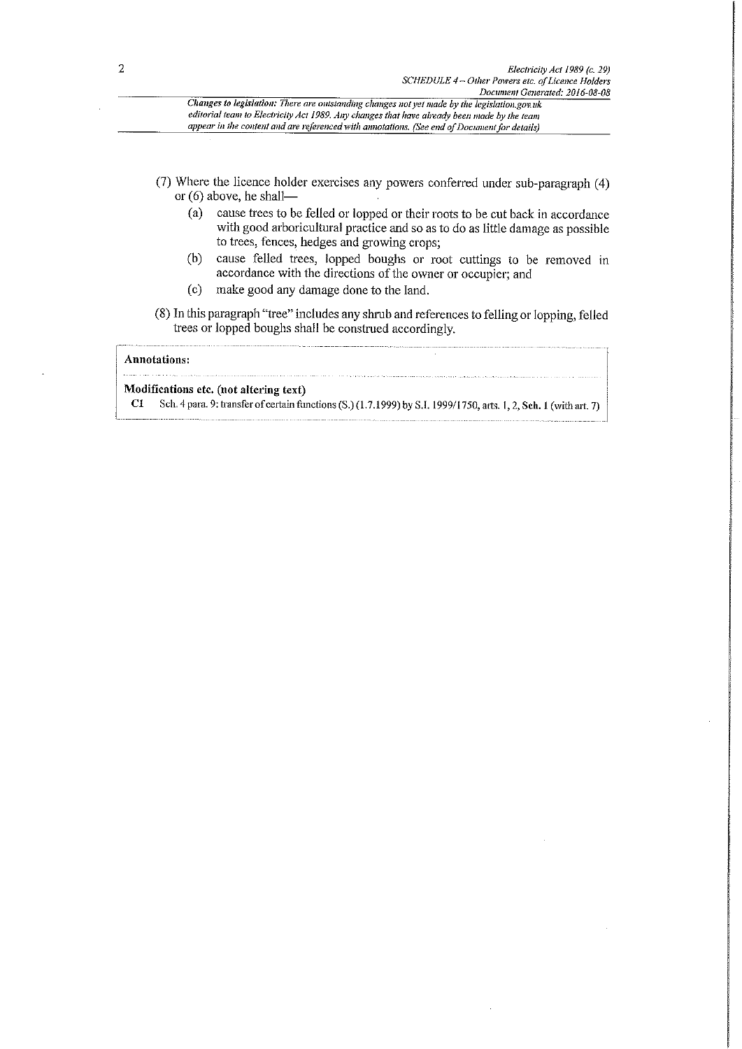(7) Where the licence holder exercises any powers conferred under sub-paragraph (4) or (6) above, he shall—

- (a) cause trees to be felled or lopped or their roots to be cut back in accordance with good arboricultural practice and so as to do as little damage as possible to trees, fences, hedges and growing crops;
- (b) cause felled trees, lopped boughs or root cuttings to be removed in accordance with the directions of the owner or occupier; and
- (c) make good any damage done to the land.

(8) In this paragraph "tree" includes any shrub and references to felling or lopping, felled trees or lopped boughs shall be construed accordingly.

**Annotations:**

**Modifications etc. (not altering text)**

**C1** Sch. 4 para. 9: transfer of certain functions (S.) (1.7.1999) by S.I. 1999/1750, arts. 1, 2, **Sch. 1** (with art. 7)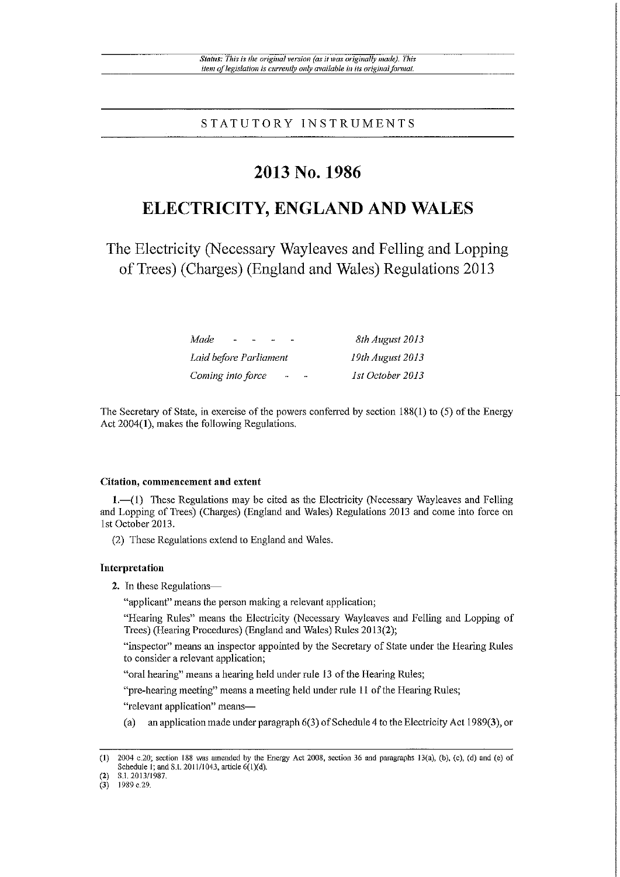*Status: This is the original version (as it was originally made). This item of legislation is currently only available in its original format.*

STATUTORY INSTRUMENTS

# 2013 No. 1986

# ELECTRICITY, ENGLAND AND WALES

## The Electricity (Necessary Wayleaves and Felling and Lopping of Trees) (Charges) (England and Wales) Regulations 2013

| | |
|---|---|
| *Made* | *8th August 2013* |
| *Laid before Parliament* | *19th August 2013* |
| *Coming into force* | *1st October 2013* |

The Secretary of State, in exercise of the powers conferred by section 188(1) to (5) of the Energy Act 2004(1), makes the following Regulations.

### Citation, commencement and extent

**1.**—(1) These Regulations may be cited as the Electricity (Necessary Wayleaves and Felling and Lopping of Trees) (Charges) (England and Wales) Regulations 2013 and come into force on 1st October 2013.

(2) These Regulations extend to England and Wales.

### Interpretation

**2.** In these Regulations—

"applicant" means the person making a relevant application;

"Hearing Rules" means the Electricity (Necessary Wayleaves and Felling and Lopping of Trees) (Hearing Procedures) (England and Wales) Rules 2013(2);

"inspector" means an inspector appointed by the Secretary of State under the Hearing Rules to consider a relevant application;

"oral hearing" means a hearing held under rule 13 of the Hearing Rules;

"pre-hearing meeting" means a meeting held under rule 11 of the Hearing Rules;

"relevant application" means—

(a) an application made under paragraph 6(3) of Schedule 4 to the Electricity Act 1989(3), or

---

(1) 2004 c.20; section 188 was amended by the Energy Act 2008, section 36 and paragraphs 13(a), (b), (c), (d) and (e) of Schedule 1; and S.I. 2011/1043, article 6(1)(d).

(2) S.I. 2013/1987.

(3) 1989 c.29.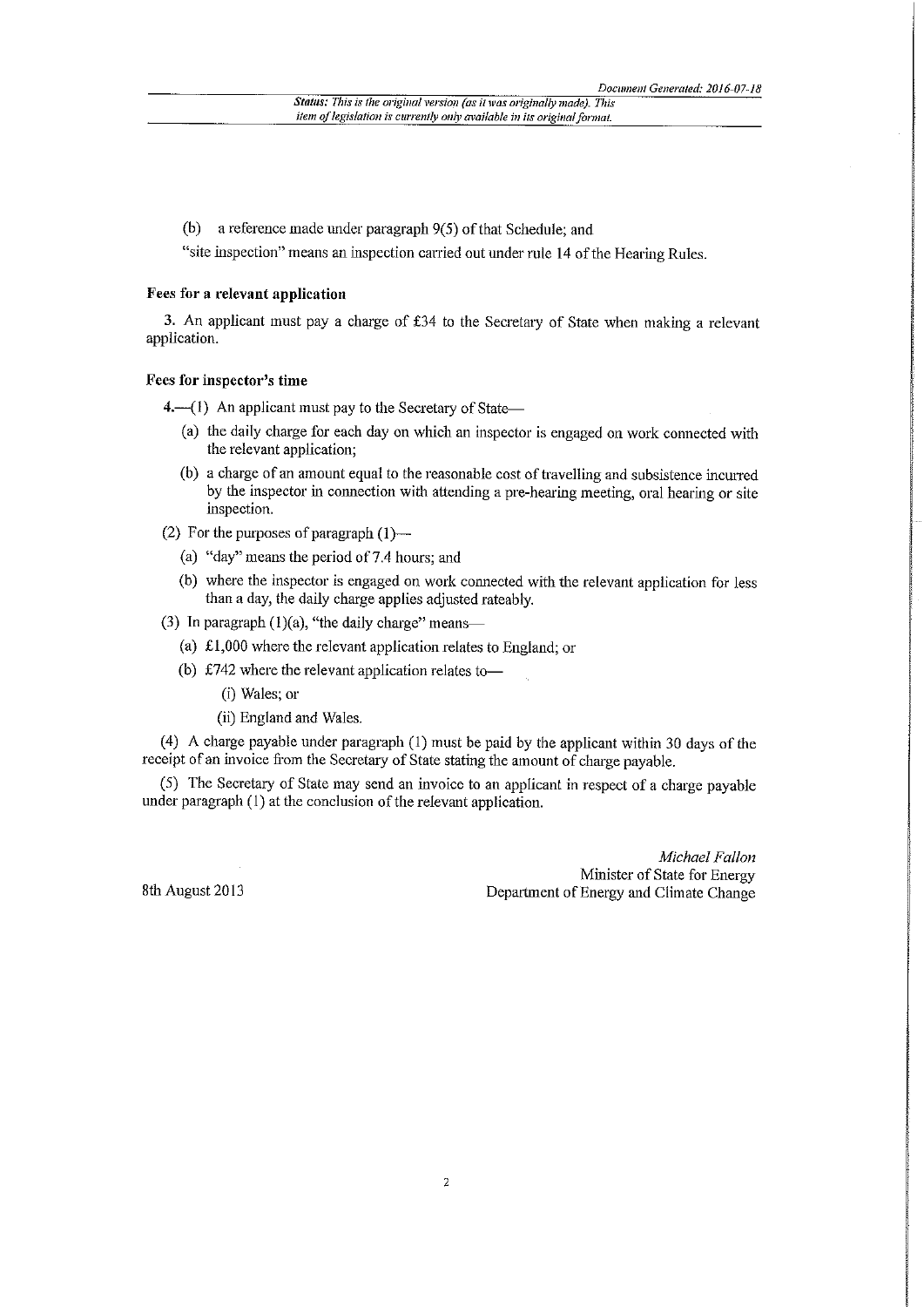(b) a reference made under paragraph 9(5) of that Schedule; and

"site inspection" means an inspection carried out under rule 14 of the Hearing Rules.

**Fees for a relevant application**

**3.** An applicant must pay a charge of £34 to the Secretary of State when making a relevant application.

**Fees for inspector's time**

**4.**—(1) An applicant must pay to the Secretary of State—

- (a) the daily charge for each day on which an inspector is engaged on work connected with the relevant application;
- (b) a charge of an amount equal to the reasonable cost of travelling and subsistence incurred by the inspector in connection with attending a pre-hearing meeting, oral hearing or site inspection.

(2) For the purposes of paragraph (1)—

- (a) "day" means the period of 7.4 hours; and
- (b) where the inspector is engaged on work connected with the relevant application for less than a day, the daily charge applies adjusted rateably.

(3) In paragraph (1)(a), "the daily charge" means—

- (a) £1,000 where the relevant application relates to England; or
- (b) £742 where the relevant application relates to—
  - (i) Wales; or
  - (ii) England and Wales.

(4) A charge payable under paragraph (1) must be paid by the applicant within 30 days of the receipt of an invoice from the Secretary of State stating the amount of charge payable.

(5) The Secretary of State may send an invoice to an applicant in respect of a charge payable under paragraph (1) at the conclusion of the relevant application.

8th August 2013

*Michael Fallon*
Minister of State for Energy
Department of Energy and Climate Change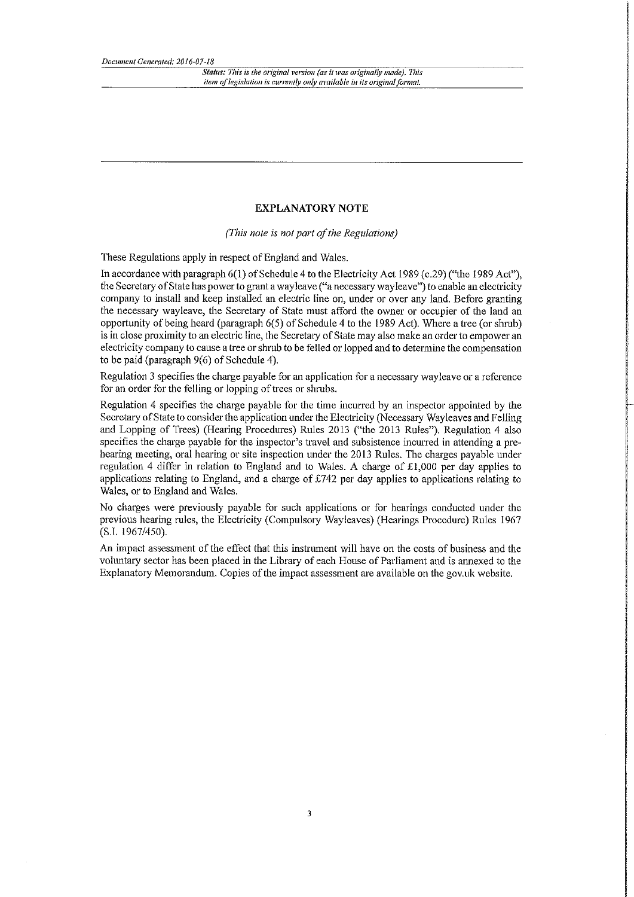## EXPLANATORY NOTE

*(This note is not part of the Regulations)*

These Regulations apply in respect of England and Wales.

In accordance with paragraph 6(1) of Schedule 4 to the Electricity Act 1989 (c.29) ("the 1989 Act"), the Secretary of State has power to grant a wayleave ("a necessary wayleave") to enable an electricity company to install and keep installed an electric line on, under or over any land. Before granting the necessary wayleave, the Secretary of State must afford the owner or occupier of the land an opportunity of being heard (paragraph 6(5) of Schedule 4 to the 1989 Act). Where a tree (or shrub) is in close proximity to an electric line, the Secretary of State may also make an order to empower an electricity company to cause a tree or shrub to be felled or lopped and to determine the compensation to be paid (paragraph 9(6) of Schedule 4).

Regulation 3 specifies the charge payable for an application for a necessary wayleave or a reference for an order for the felling or lopping of trees or shrubs.

Regulation 4 specifies the charge payable for the time incurred by an inspector appointed by the Secretary of State to consider the application under the Electricity (Necessary Wayleaves and Felling and Lopping of Trees) (Hearing Procedures) Rules 2013 ("the 2013 Rules"). Regulation 4 also specifies the charge payable for the inspector's travel and subsistence incurred in attending a pre-hearing meeting, oral hearing or site inspection under the 2013 Rules. The charges payable under regulation 4 differ in relation to England and to Wales. A charge of £1,000 per day applies to applications relating to England, and a charge of £742 per day applies to applications relating to Wales, or to England and Wales.

No charges were previously payable for such applications or for hearings conducted under the previous hearing rules, the Electricity (Compulsory Wayleaves) (Hearings Procedure) Rules 1967 (S.I. 1967/450).

An impact assessment of the effect that this instrument will have on the costs of business and the voluntary sector has been placed in the Library of each House of Parliament and is annexed to the Explanatory Memorandum. Copies of the impact assessment are available on the gov.uk website.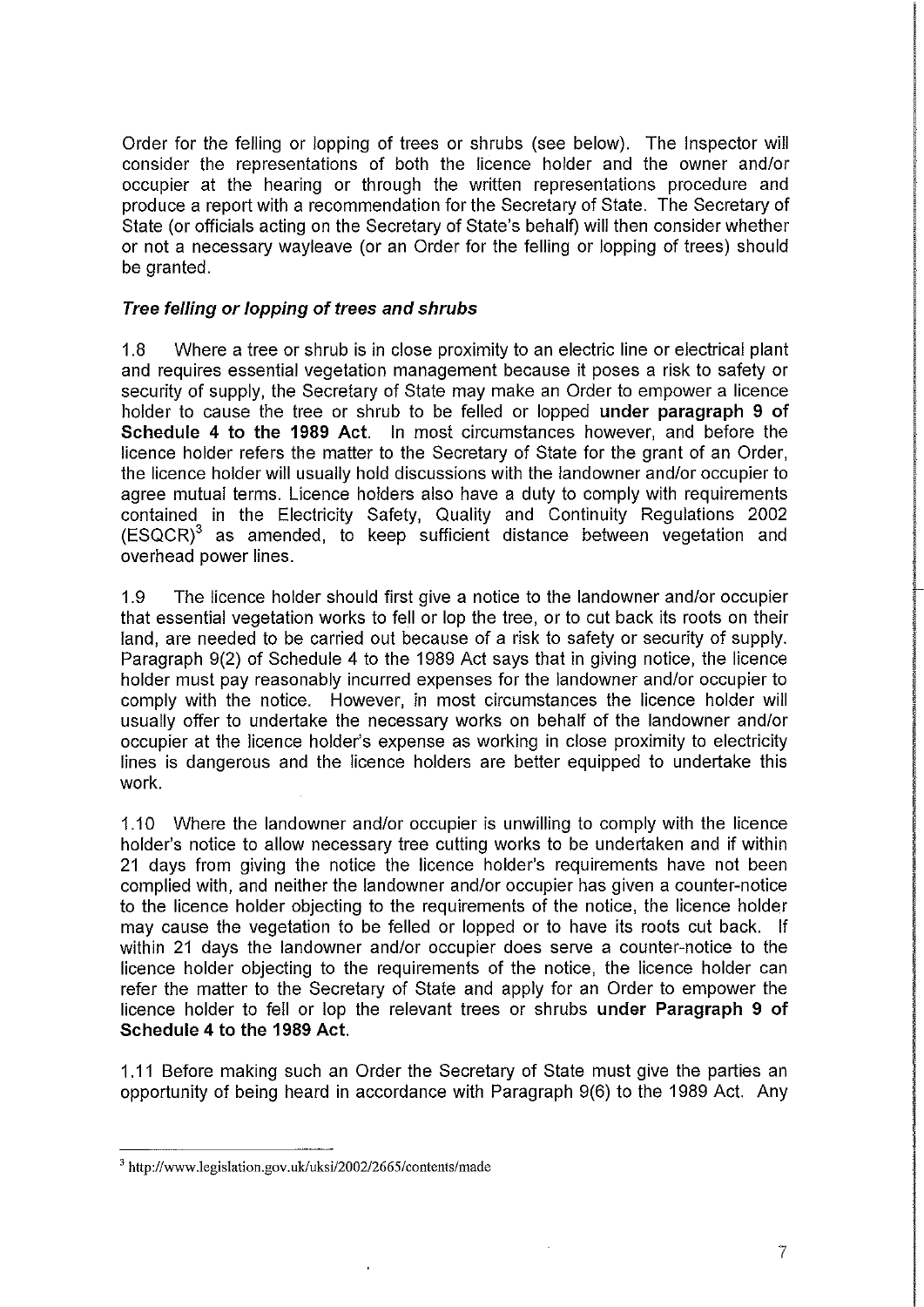Order for the felling or lopping of trees or shrubs (see below). The Inspector will consider the representations of both the licence holder and the owner and/or occupier at the hearing or through the written representations procedure and produce a report with a recommendation for the Secretary of State. The Secretary of State (or officials acting on the Secretary of State's behalf) will then consider whether or not a necessary wayleave (or an Order for the felling or lopping of trees) should be granted.

### *Tree felling or lopping of trees and shrubs*

1.8 Where a tree or shrub is in close proximity to an electric line or electrical plant and requires essential vegetation management because it poses a risk to safety or security of supply, the Secretary of State may make an Order to empower a licence holder to cause the tree or shrub to be felled or lopped **under paragraph 9 of Schedule 4 to the 1989 Act**. In most circumstances however, and before the licence holder refers the matter to the Secretary of State for the grant of an Order, the licence holder will usually hold discussions with the landowner and/or occupier to agree mutual terms. Licence holders also have a duty to comply with requirements contained in the Electricity Safety, Quality and Continuity Regulations 2002 (ESQCR)[3] as amended, to keep sufficient distance between vegetation and overhead power lines.

1.9 The licence holder should first give a notice to the landowner and/or occupier that essential vegetation works to fell or lop the tree, or to cut back its roots on their land, are needed to be carried out because of a risk to safety or security of supply. Paragraph 9(2) of Schedule 4 to the 1989 Act says that in giving notice, the licence holder must pay reasonably incurred expenses for the landowner and/or occupier to comply with the notice. However, in most circumstances the licence holder will usually offer to undertake the necessary works on behalf of the landowner and/or occupier at the licence holder's expense as working in close proximity to electricity lines is dangerous and the licence holders are better equipped to undertake this work.

1.10 Where the landowner and/or occupier is unwilling to comply with the licence holder's notice to allow necessary tree cutting works to be undertaken and if within 21 days from giving the notice the licence holder's requirements have not been complied with, and neither the landowner and/or occupier has given a counter-notice to the licence holder objecting to the requirements of the notice, the licence holder may cause the vegetation to be felled or lopped or to have its roots cut back. If within 21 days the landowner and/or occupier does serve a counter-notice to the licence holder objecting to the requirements of the notice, the licence holder can refer the matter to the Secretary of State and apply for an Order to empower the licence holder to fell or lop the relevant trees or shrubs **under Paragraph 9 of Schedule 4 to the 1989 Act**.

1.11 Before making such an Order the Secretary of State must give the parties an opportunity of being heard in accordance with Paragraph 9(6) to the 1989 Act. Any

---

[3] http://www.legislation.gov.uk/uksi/2002/2665/contents/made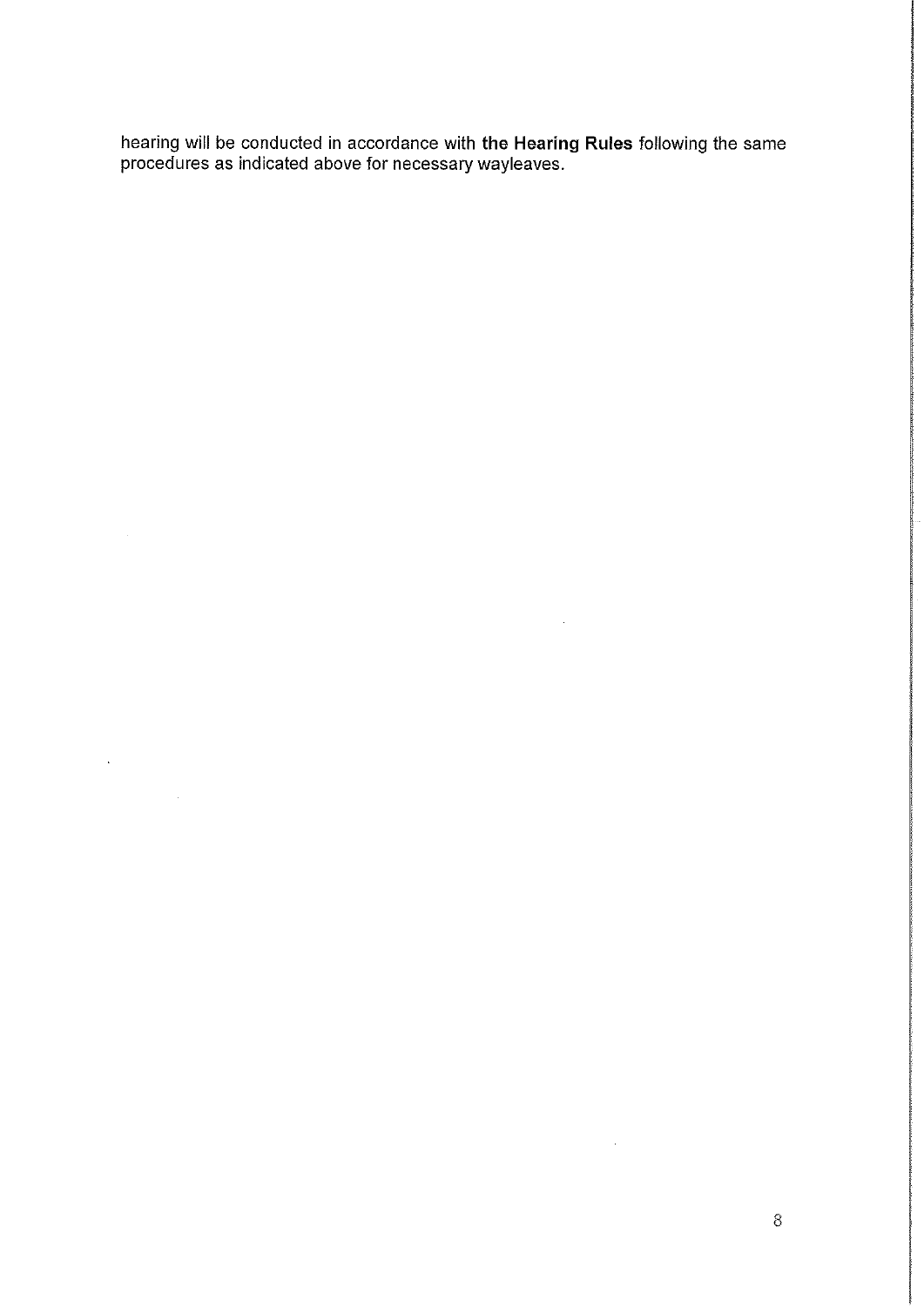hearing will be conducted in accordance with **the Hearing Rules** following the same procedures as indicated above for necessary wayleaves.